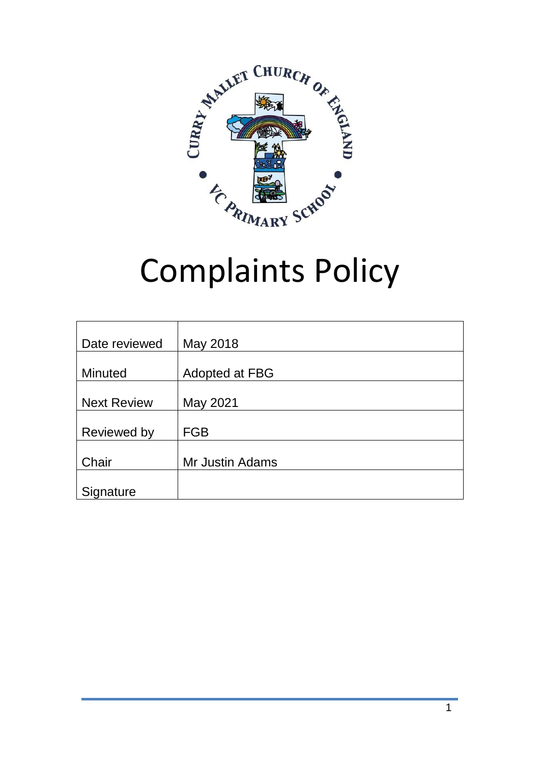# Complaints Policy

| Date reviewed | May 2018 |
|---|---|
| Minuted | Adopted at FBG |
| Next Review | May 2021 |
| Reviewed by | FGB |
| Chair | Mr Justin Adams |
| Signature | |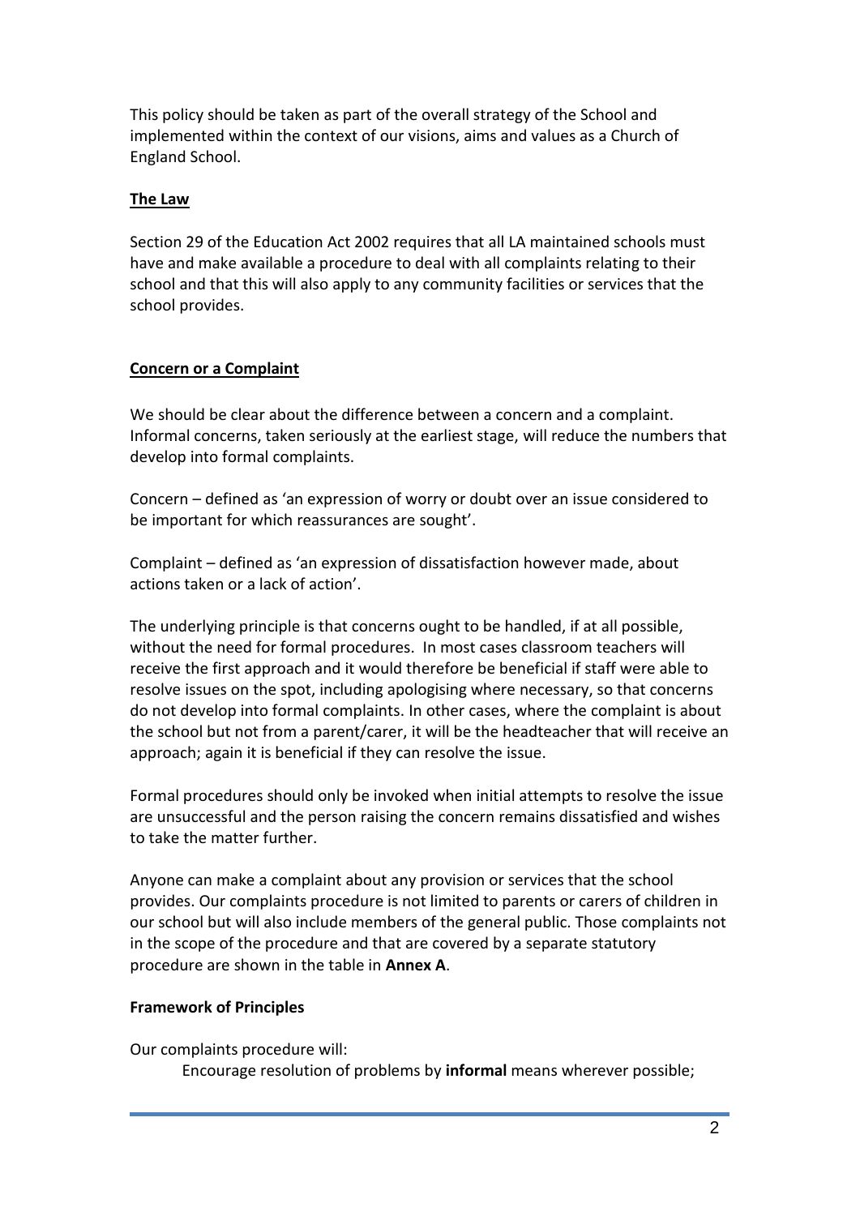This policy should be taken as part of the overall strategy of the School and implemented within the context of our visions, aims and values as a Church of England School.

## The Law

Section 29 of the Education Act 2002 requires that all LA maintained schools must have and make available a procedure to deal with all complaints relating to their school and that this will also apply to any community facilities or services that the school provides.

## Concern or a Complaint

We should be clear about the difference between a concern and a complaint. Informal concerns, taken seriously at the earliest stage, will reduce the numbers that develop into formal complaints.

Concern – defined as 'an expression of worry or doubt over an issue considered to be important for which reassurances are sought'.

Complaint – defined as 'an expression of dissatisfaction however made, about actions taken or a lack of action'.

The underlying principle is that concerns ought to be handled, if at all possible, without the need for formal procedures. In most cases classroom teachers will receive the first approach and it would therefore be beneficial if staff were able to resolve issues on the spot, including apologising where necessary, so that concerns do not develop into formal complaints. In other cases, where the complaint is about the school but not from a parent/carer, it will be the headteacher that will receive an approach; again it is beneficial if they can resolve the issue.

Formal procedures should only be invoked when initial attempts to resolve the issue are unsuccessful and the person raising the concern remains dissatisfied and wishes to take the matter further.

Anyone can make a complaint about any provision or services that the school provides. Our complaints procedure is not limited to parents or carers of children in our school but will also include members of the general public. Those complaints not in the scope of the procedure and that are covered by a separate statutory procedure are shown in the table in **Annex A**.

### Framework of Principles

Our complaints procedure will:

Encourage resolution of problems by **informal** means wherever possible;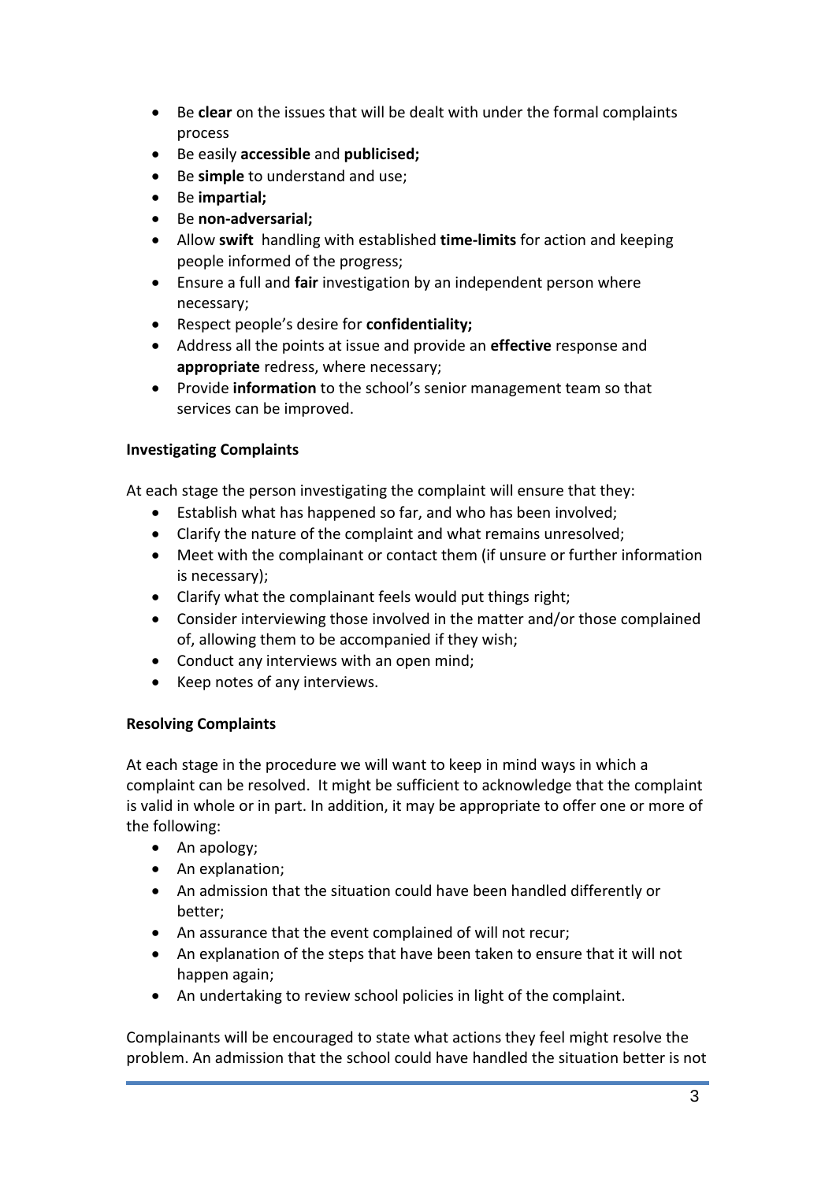- Be **clear** on the issues that will be dealt with under the formal complaints process
- Be easily **accessible** and **publicised;**
- Be **simple** to understand and use;
- Be **impartial;**
- Be **non-adversarial;**
- Allow **swift** handling with established **time-limits** for action and keeping people informed of the progress;
- Ensure a full and **fair** investigation by an independent person where necessary;
- Respect people's desire for **confidentiality;**
- Address all the points at issue and provide an **effective** response and **appropriate** redress, where necessary;
- Provide **information** to the school's senior management team so that services can be improved.

**Investigating Complaints**

At each stage the person investigating the complaint will ensure that they:

- Establish what has happened so far, and who has been involved;
- Clarify the nature of the complaint and what remains unresolved;
- Meet with the complainant or contact them (if unsure or further information is necessary);
- Clarify what the complainant feels would put things right;
- Consider interviewing those involved in the matter and/or those complained of, allowing them to be accompanied if they wish;
- Conduct any interviews with an open mind;
- Keep notes of any interviews.

**Resolving Complaints**

At each stage in the procedure we will want to keep in mind ways in which a complaint can be resolved. It might be sufficient to acknowledge that the complaint is valid in whole or in part. In addition, it may be appropriate to offer one or more of the following:

- An apology;
- An explanation;
- An admission that the situation could have been handled differently or better;
- An assurance that the event complained of will not recur;
- An explanation of the steps that have been taken to ensure that it will not happen again;
- An undertaking to review school policies in light of the complaint.

Complainants will be encouraged to state what actions they feel might resolve the problem. An admission that the school could have handled the situation better is not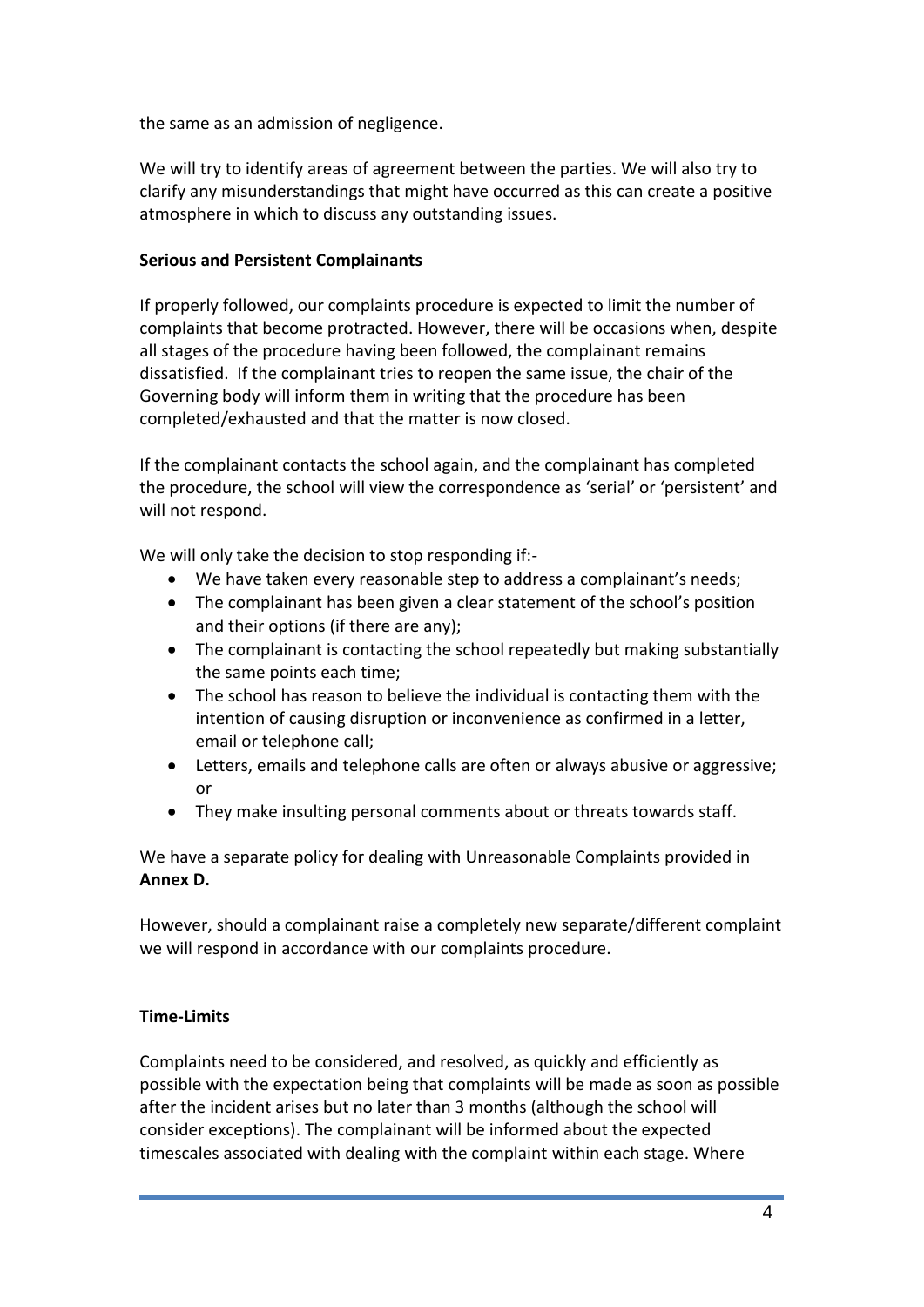the same as an admission of negligence.

We will try to identify areas of agreement between the parties. We will also try to clarify any misunderstandings that might have occurred as this can create a positive atmosphere in which to discuss any outstanding issues.

**Serious and Persistent Complainants**

If properly followed, our complaints procedure is expected to limit the number of complaints that become protracted. However, there will be occasions when, despite all stages of the procedure having been followed, the complainant remains dissatisfied. If the complainant tries to reopen the same issue, the chair of the Governing body will inform them in writing that the procedure has been completed/exhausted and that the matter is now closed.

If the complainant contacts the school again, and the complainant has completed the procedure, the school will view the correspondence as 'serial' or 'persistent' and will not respond.

We will only take the decision to stop responding if:-

- We have taken every reasonable step to address a complainant's needs;
- The complainant has been given a clear statement of the school's position and their options (if there are any);
- The complainant is contacting the school repeatedly but making substantially the same points each time;
- The school has reason to believe the individual is contacting them with the intention of causing disruption or inconvenience as confirmed in a letter, email or telephone call;
- Letters, emails and telephone calls are often or always abusive or aggressive; or
- They make insulting personal comments about or threats towards staff.

We have a separate policy for dealing with Unreasonable Complaints provided in **Annex D.**

However, should a complainant raise a completely new separate/different complaint we will respond in accordance with our complaints procedure.

**Time-Limits**

Complaints need to be considered, and resolved, as quickly and efficiently as possible with the expectation being that complaints will be made as soon as possible after the incident arises but no later than 3 months (although the school will consider exceptions). The complainant will be informed about the expected timescales associated with dealing with the complaint within each stage. Where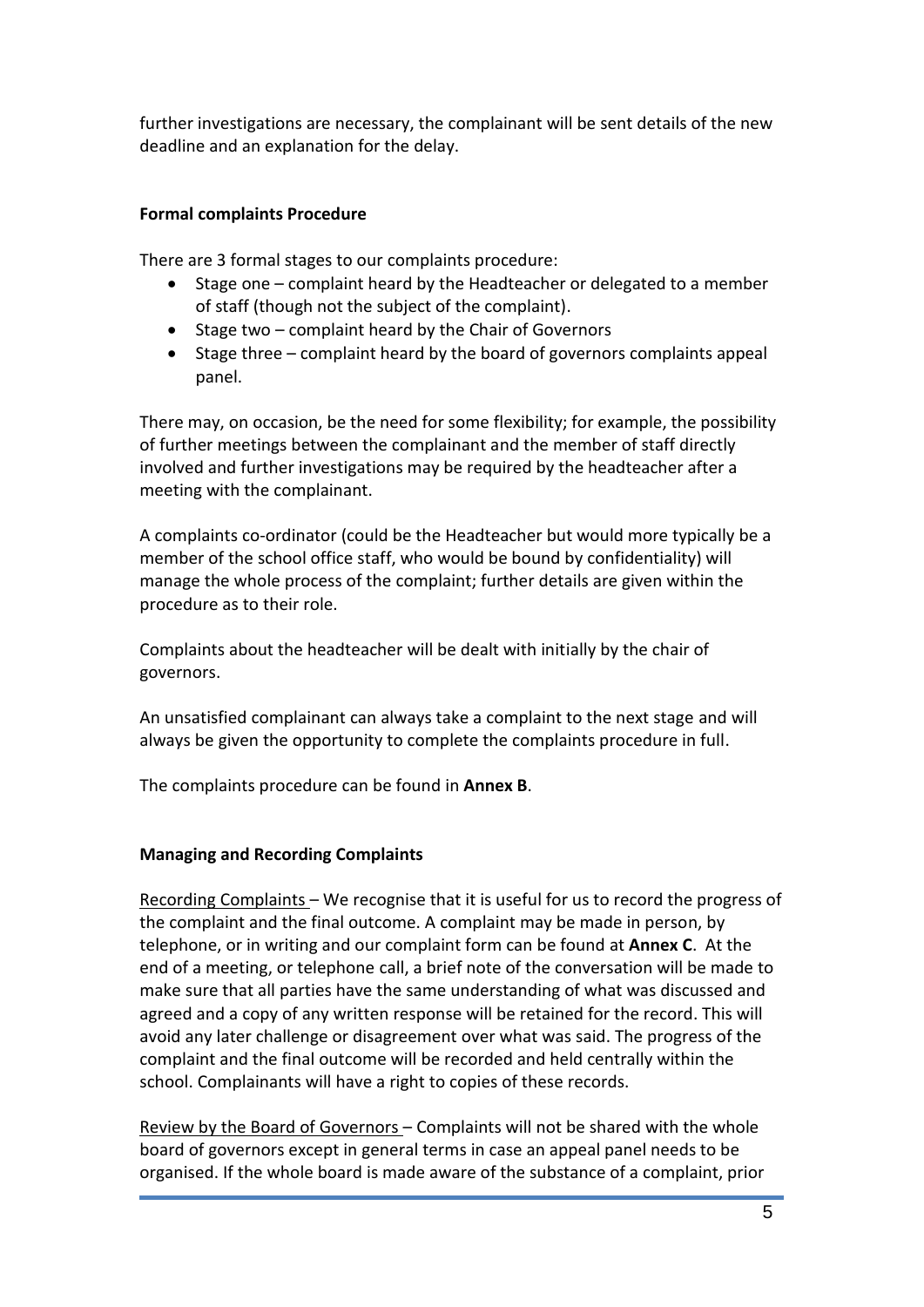further investigations are necessary, the complainant will be sent details of the new deadline and an explanation for the delay.

**Formal complaints Procedure**

There are 3 formal stages to our complaints procedure:

- Stage one – complaint heard by the Headteacher or delegated to a member of staff (though not the subject of the complaint).
- Stage two – complaint heard by the Chair of Governors
- Stage three – complaint heard by the board of governors complaints appeal panel.

There may, on occasion, be the need for some flexibility; for example, the possibility of further meetings between the complainant and the member of staff directly involved and further investigations may be required by the headteacher after a meeting with the complainant.

A complaints co-ordinator (could be the Headteacher but would more typically be a member of the school office staff, who would be bound by confidentiality) will manage the whole process of the complaint; further details are given within the procedure as to their role.

Complaints about the headteacher will be dealt with initially by the chair of governors.

An unsatisfied complainant can always take a complaint to the next stage and will always be given the opportunity to complete the complaints procedure in full.

The complaints procedure can be found in **Annex B**.

**Managing and Recording Complaints**

Recording Complaints – We recognise that it is useful for us to record the progress of the complaint and the final outcome. A complaint may be made in person, by telephone, or in writing and our complaint form can be found at **Annex C**. At the end of a meeting, or telephone call, a brief note of the conversation will be made to make sure that all parties have the same understanding of what was discussed and agreed and a copy of any written response will be retained for the record. This will avoid any later challenge or disagreement over what was said. The progress of the complaint and the final outcome will be recorded and held centrally within the school. Complainants will have a right to copies of these records.

Review by the Board of Governors – Complaints will not be shared with the whole board of governors except in general terms in case an appeal panel needs to be organised. If the whole board is made aware of the substance of a complaint, prior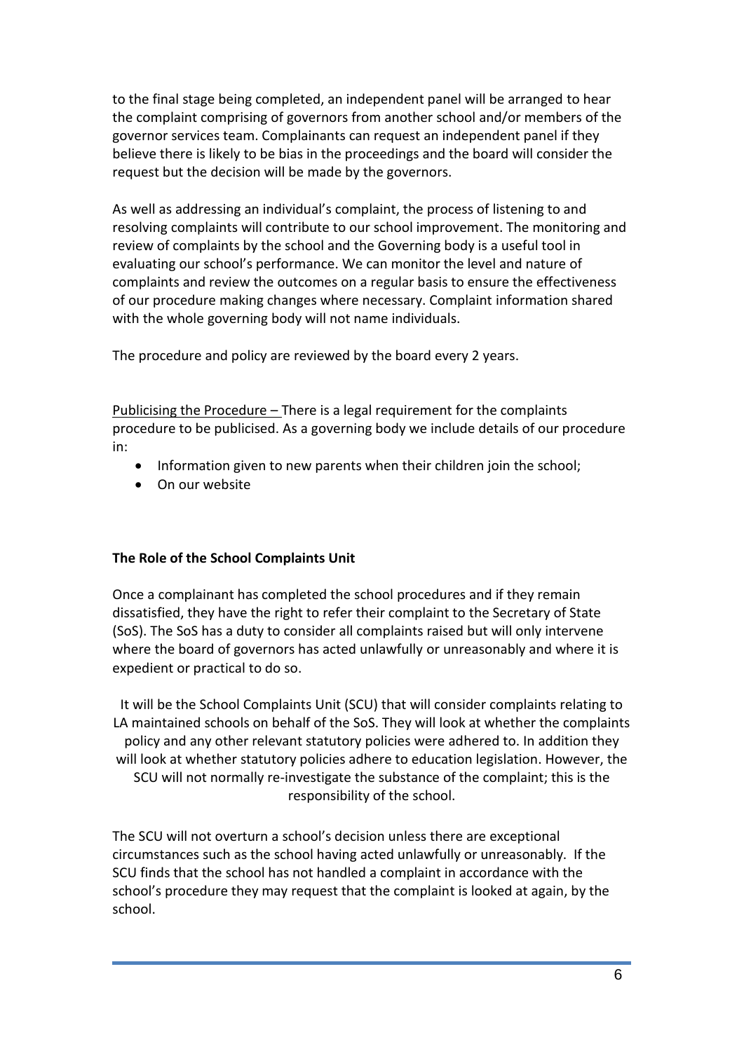to the final stage being completed, an independent panel will be arranged to hear the complaint comprising of governors from another school and/or members of the governor services team. Complainants can request an independent panel if they believe there is likely to be bias in the proceedings and the board will consider the request but the decision will be made by the governors.

As well as addressing an individual's complaint, the process of listening to and resolving complaints will contribute to our school improvement. The monitoring and review of complaints by the school and the Governing body is a useful tool in evaluating our school's performance. We can monitor the level and nature of complaints and review the outcomes on a regular basis to ensure the effectiveness of our procedure making changes where necessary. Complaint information shared with the whole governing body will not name individuals.

The procedure and policy are reviewed by the board every 2 years.

Publicising the Procedure – There is a legal requirement for the complaints procedure to be publicised. As a governing body we include details of our procedure in:

- Information given to new parents when their children join the school;
- On our website

**The Role of the School Complaints Unit**

Once a complainant has completed the school procedures and if they remain dissatisfied, they have the right to refer their complaint to the Secretary of State (SoS). The SoS has a duty to consider all complaints raised but will only intervene where the board of governors has acted unlawfully or unreasonably and where it is expedient or practical to do so.

It will be the School Complaints Unit (SCU) that will consider complaints relating to LA maintained schools on behalf of the SoS. They will look at whether the complaints policy and any other relevant statutory policies were adhered to. In addition they will look at whether statutory policies adhere to education legislation. However, the SCU will not normally re-investigate the substance of the complaint; this is the responsibility of the school.

The SCU will not overturn a school's decision unless there are exceptional circumstances such as the school having acted unlawfully or unreasonably. If the SCU finds that the school has not handled a complaint in accordance with the school's procedure they may request that the complaint is looked at again, by the school.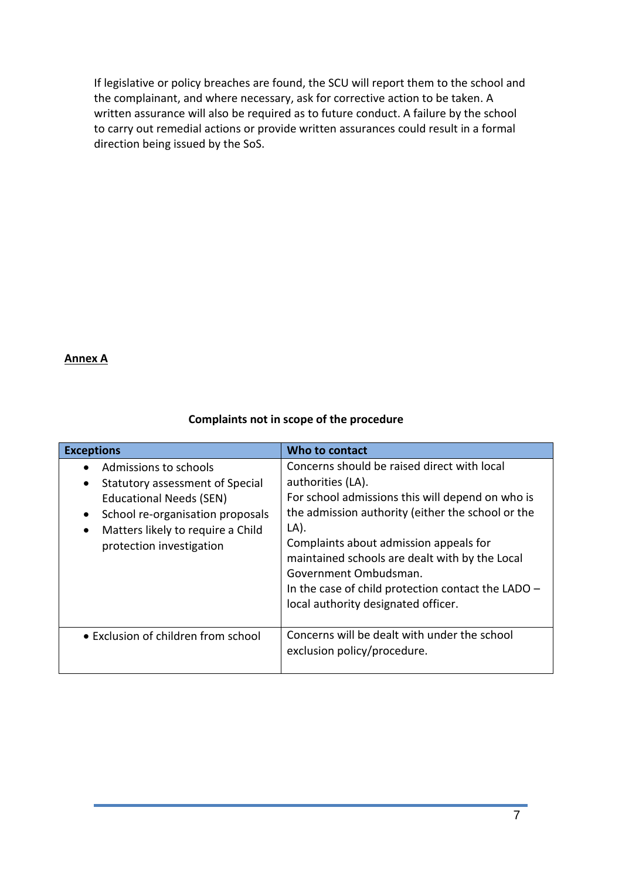If legislative or policy breaches are found, the SCU will report them to the school and the complainant, and where necessary, ask for corrective action to be taken. A written assurance will also be required as to future conduct. A failure by the school to carry out remedial actions or provide written assurances could result in a formal direction being issued by the SoS.

## Annex A

### Complaints not in scope of the procedure

| Exceptions | Who to contact |
|---|---|
| • Admissions to schools<br>• Statutory assessment of Special Educational Needs (SEN)<br>• School re-organisation proposals<br>• Matters likely to require a Child protection investigation | Concerns should be raised direct with local authorities (LA).<br>For school admissions this will depend on who is the admission authority (either the school or the LA).<br>Complaints about admission appeals for maintained schools are dealt with by the Local Government Ombudsman.<br>In the case of child protection contact the LADO – local authority designated officer. |
| • Exclusion of children from school | Concerns will be dealt with under the school exclusion policy/procedure. |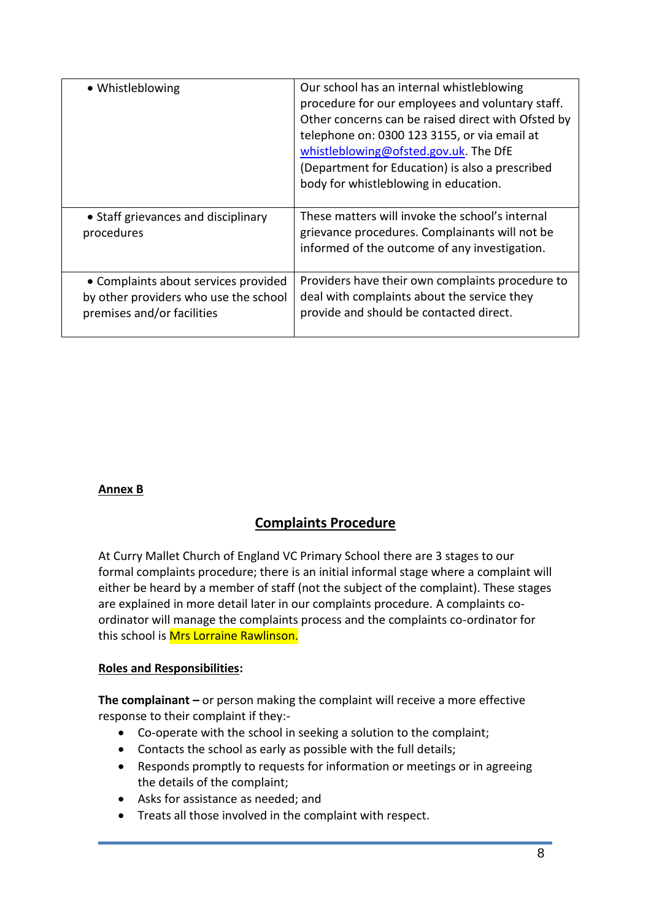| | |
|---|---|
| • Whistleblowing | Our school has an internal whistleblowing procedure for our employees and voluntary staff. Other concerns can be raised direct with Ofsted by telephone on: 0300 123 3155, or via email at whistleblowing@ofsted.gov.uk. The DfE (Department for Education) is also a prescribed body for whistleblowing in education. |
| • Staff grievances and disciplinary procedures | These matters will invoke the school's internal grievance procedures. Complainants will not be informed of the outcome of any investigation. |
| • Complaints about services provided by other providers who use the school premises and/or facilities | Providers have their own complaints procedure to deal with complaints about the service they provide and should be contacted direct. |

**Annex B**

## Complaints Procedure

At Curry Mallet Church of England VC Primary School there are 3 stages to our formal complaints procedure; there is an initial informal stage where a complaint will either be heard by a member of staff (not the subject of the complaint). These stages are explained in more detail later in our complaints procedure. A complaints co-ordinator will manage the complaints process and the complaints co-ordinator for this school is Mrs Lorraine Rawlinson.

**Roles and Responsibilities:**

**The complainant –** or person making the complaint will receive a more effective response to their complaint if they:-

- Co-operate with the school in seeking a solution to the complaint;
- Contacts the school as early as possible with the full details;
- Responds promptly to requests for information or meetings or in agreeing the details of the complaint;
- Asks for assistance as needed; and
- Treats all those involved in the complaint with respect.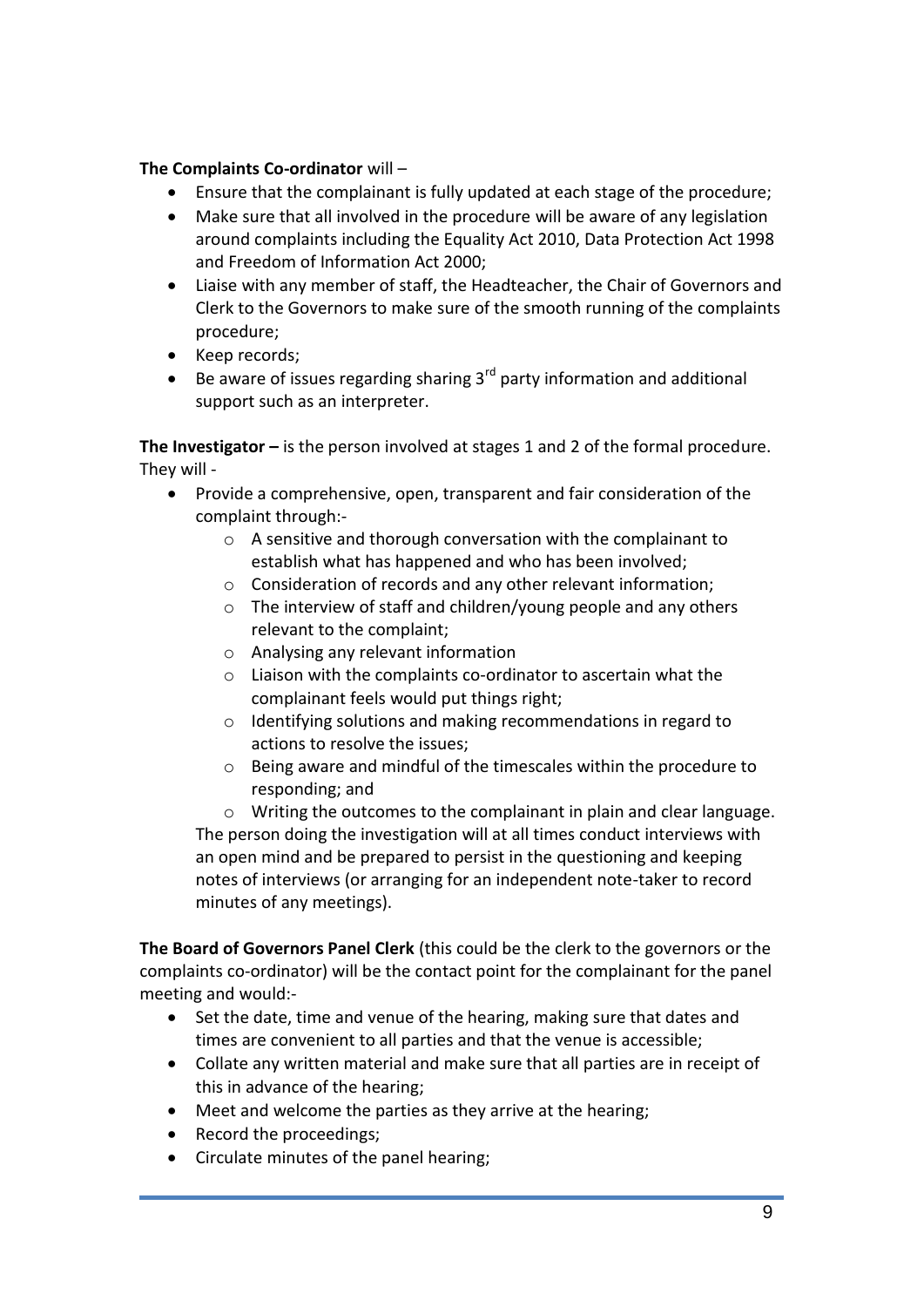**The Complaints Co-ordinator** will –

- Ensure that the complainant is fully updated at each stage of the procedure;
- Make sure that all involved in the procedure will be aware of any legislation around complaints including the Equality Act 2010, Data Protection Act 1998 and Freedom of Information Act 2000;
- Liaise with any member of staff, the Headteacher, the Chair of Governors and Clerk to the Governors to make sure of the smooth running of the complaints procedure;
- Keep records;
- Be aware of issues regarding sharing 3rd party information and additional support such as an interpreter.

**The Investigator –** is the person involved at stages 1 and 2 of the formal procedure. They will -

- Provide a comprehensive, open, transparent and fair consideration of the complaint through:-
    - A sensitive and thorough conversation with the complainant to establish what has happened and who has been involved;
    - Consideration of records and any other relevant information;
    - The interview of staff and children/young people and any others relevant to the complaint;
    - Analysing any relevant information
    - Liaison with the complaints co-ordinator to ascertain what the complainant feels would put things right;
    - Identifying solutions and making recommendations in regard to actions to resolve the issues;
    - Being aware and mindful of the timescales within the procedure to responding; and
    - Writing the outcomes to the complainant in plain and clear language.

  The person doing the investigation will at all times conduct interviews with an open mind and be prepared to persist in the questioning and keeping notes of interviews (or arranging for an independent note-taker to record minutes of any meetings).

**The Board of Governors Panel Clerk** (this could be the clerk to the governors or the complaints co-ordinator) will be the contact point for the complainant for the panel meeting and would:-

- Set the date, time and venue of the hearing, making sure that dates and times are convenient to all parties and that the venue is accessible;
- Collate any written material and make sure that all parties are in receipt of this in advance of the hearing;
- Meet and welcome the parties as they arrive at the hearing;
- Record the proceedings;
- Circulate minutes of the panel hearing;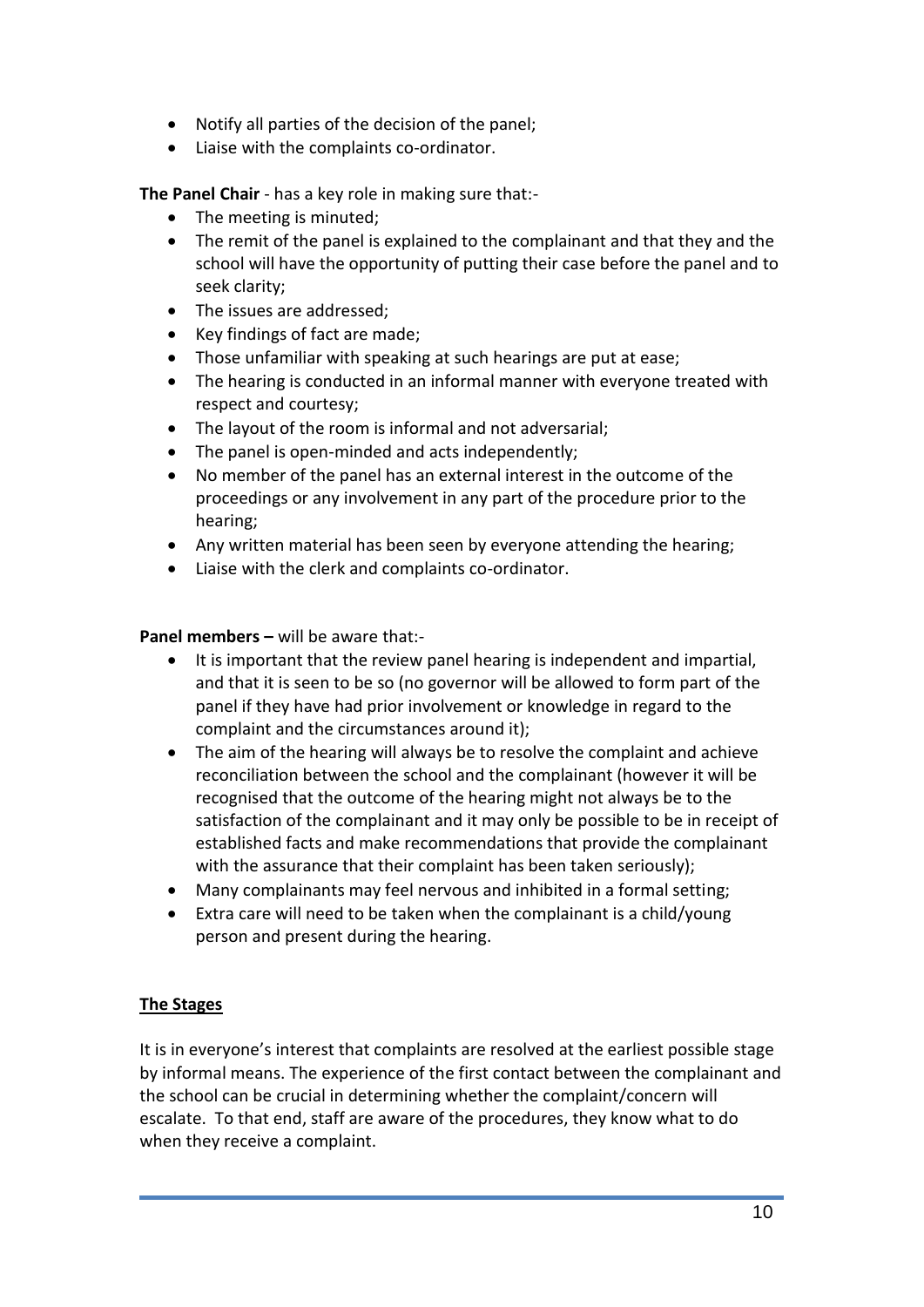- Notify all parties of the decision of the panel;
- Liaise with the complaints co-ordinator.

**The Panel Chair** - has a key role in making sure that:-

- The meeting is minuted;
- The remit of the panel is explained to the complainant and that they and the school will have the opportunity of putting their case before the panel and to seek clarity;
- The issues are addressed;
- Key findings of fact are made;
- Those unfamiliar with speaking at such hearings are put at ease;
- The hearing is conducted in an informal manner with everyone treated with respect and courtesy;
- The layout of the room is informal and not adversarial;
- The panel is open-minded and acts independently;
- No member of the panel has an external interest in the outcome of the proceedings or any involvement in any part of the procedure prior to the hearing;
- Any written material has been seen by everyone attending the hearing;
- Liaise with the clerk and complaints co-ordinator.

**Panel members –** will be aware that:-

- It is important that the review panel hearing is independent and impartial, and that it is seen to be so (no governor will be allowed to form part of the panel if they have had prior involvement or knowledge in regard to the complaint and the circumstances around it);
- The aim of the hearing will always be to resolve the complaint and achieve reconciliation between the school and the complainant (however it will be recognised that the outcome of the hearing might not always be to the satisfaction of the complainant and it may only be possible to be in receipt of established facts and make recommendations that provide the complainant with the assurance that their complaint has been taken seriously);
- Many complainants may feel nervous and inhibited in a formal setting;
- Extra care will need to be taken when the complainant is a child/young person and present during the hearing.

## **The Stages**

It is in everyone's interest that complaints are resolved at the earliest possible stage by informal means. The experience of the first contact between the complainant and the school can be crucial in determining whether the complaint/concern will escalate. To that end, staff are aware of the procedures, they know what to do when they receive a complaint.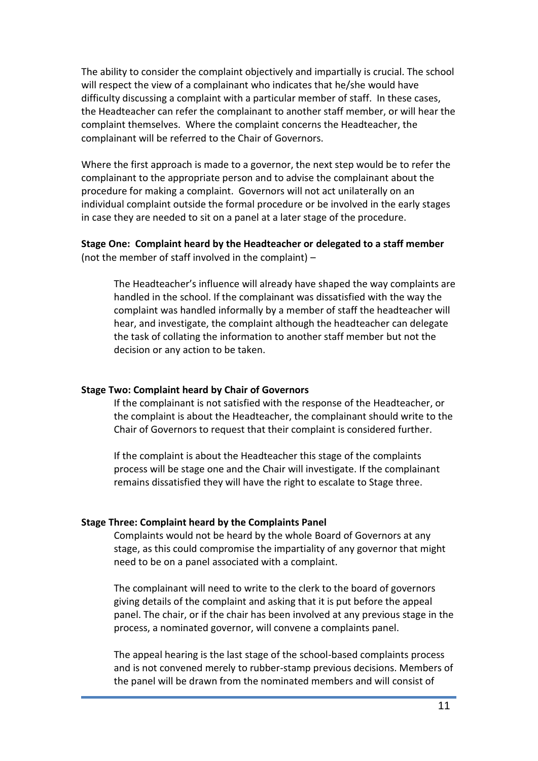The ability to consider the complaint objectively and impartially is crucial. The school will respect the view of a complainant who indicates that he/she would have difficulty discussing a complaint with a particular member of staff. In these cases, the Headteacher can refer the complainant to another staff member, or will hear the complaint themselves. Where the complaint concerns the Headteacher, the complainant will be referred to the Chair of Governors.

Where the first approach is made to a governor, the next step would be to refer the complainant to the appropriate person and to advise the complainant about the procedure for making a complaint. Governors will not act unilaterally on an individual complaint outside the formal procedure or be involved in the early stages in case they are needed to sit on a panel at a later stage of the procedure.

**Stage One: Complaint heard by the Headteacher or delegated to a staff member** (not the member of staff involved in the complaint) –

> The Headteacher's influence will already have shaped the way complaints are handled in the school. If the complainant was dissatisfied with the way the complaint was handled informally by a member of staff the headteacher will hear, and investigate, the complaint although the headteacher can delegate the task of collating the information to another staff member but not the decision or any action to be taken.

**Stage Two: Complaint heard by Chair of Governors**

> If the complainant is not satisfied with the response of the Headteacher, or the complaint is about the Headteacher, the complainant should write to the Chair of Governors to request that their complaint is considered further.
>
> If the complaint is about the Headteacher this stage of the complaints process will be stage one and the Chair will investigate. If the complainant remains dissatisfied they will have the right to escalate to Stage three.

**Stage Three: Complaint heard by the Complaints Panel**

> Complaints would not be heard by the whole Board of Governors at any stage, as this could compromise the impartiality of any governor that might need to be on a panel associated with a complaint.
>
> The complainant will need to write to the clerk to the board of governors giving details of the complaint and asking that it is put before the appeal panel. The chair, or if the chair has been involved at any previous stage in the process, a nominated governor, will convene a complaints panel.
>
> The appeal hearing is the last stage of the school-based complaints process and is not convened merely to rubber-stamp previous decisions. Members of the panel will be drawn from the nominated members and will consist of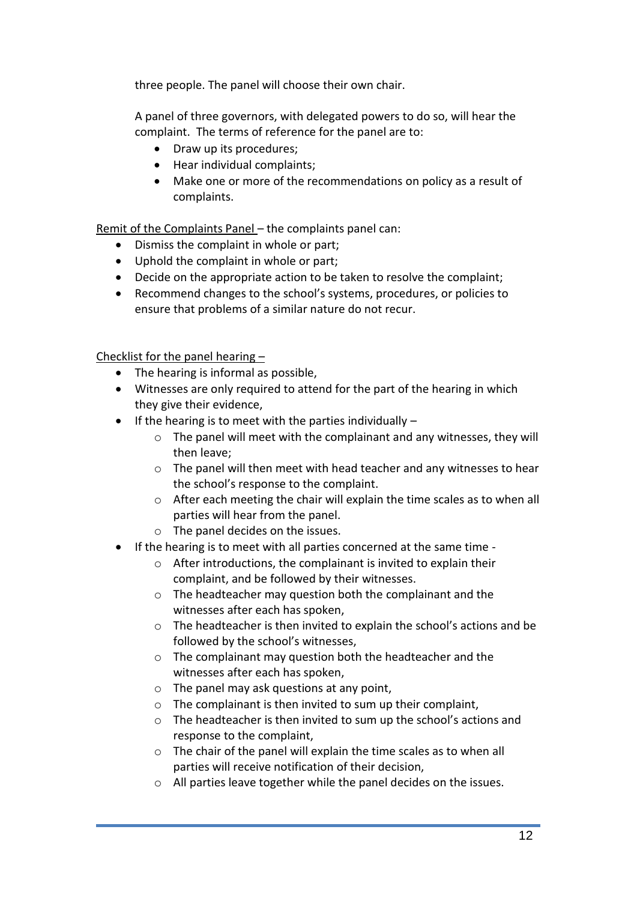three people. The panel will choose their own chair.

A panel of three governors, with delegated powers to do so, will hear the complaint. The terms of reference for the panel are to:

- Draw up its procedures;
- Hear individual complaints;
- Make one or more of the recommendations on policy as a result of complaints.

<u>Remit of the Complaints Panel</u> – the complaints panel can:

- Dismiss the complaint in whole or part;
- Uphold the complaint in whole or part;
- Decide on the appropriate action to be taken to resolve the complaint;
- Recommend changes to the school's systems, procedures, or policies to ensure that problems of a similar nature do not recur.

<u>Checklist for the panel hearing</u> –

- The hearing is informal as possible,
- Witnesses are only required to attend for the part of the hearing in which they give their evidence,
- If the hearing is to meet with the parties individually –
    - The panel will meet with the complainant and any witnesses, they will then leave;
    - The panel will then meet with head teacher and any witnesses to hear the school's response to the complaint.
    - After each meeting the chair will explain the time scales as to when all parties will hear from the panel.
    - The panel decides on the issues.
- If the hearing is to meet with all parties concerned at the same time -
    - After introductions, the complainant is invited to explain their complaint, and be followed by their witnesses.
    - The headteacher may question both the complainant and the witnesses after each has spoken,
    - The headteacher is then invited to explain the school's actions and be followed by the school's witnesses,
    - The complainant may question both the headteacher and the witnesses after each has spoken,
    - The panel may ask questions at any point,
    - The complainant is then invited to sum up their complaint,
    - The headteacher is then invited to sum up the school's actions and response to the complaint,
    - The chair of the panel will explain the time scales as to when all parties will receive notification of their decision,
    - All parties leave together while the panel decides on the issues.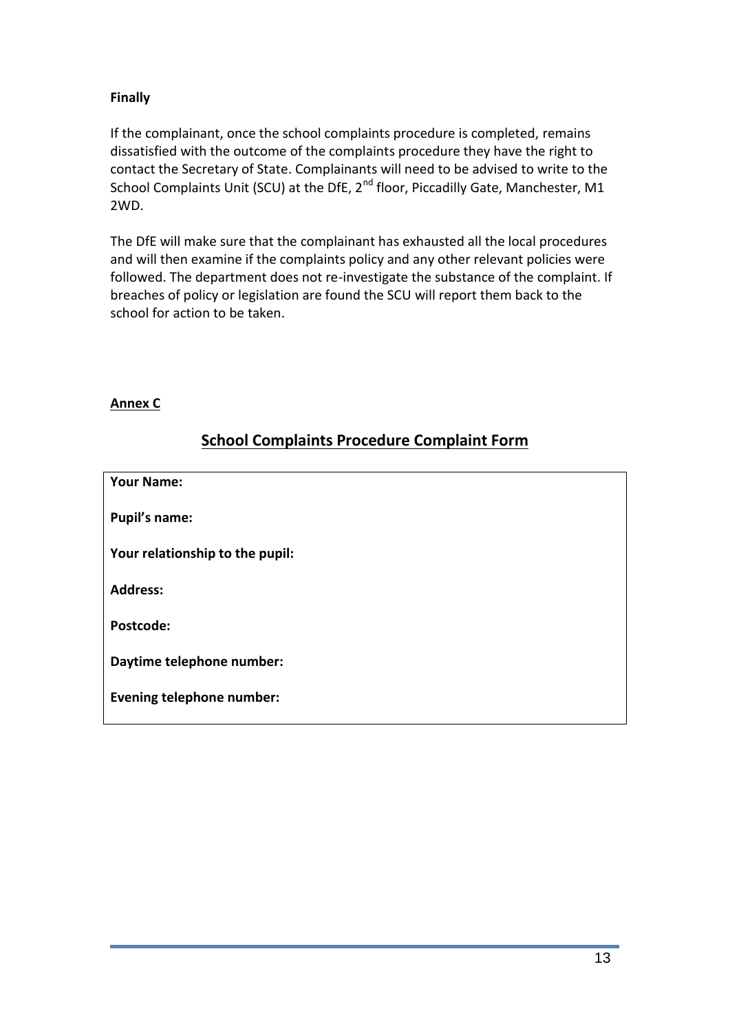**Finally**

If the complainant, once the school complaints procedure is completed, remains dissatisfied with the outcome of the complaints procedure they have the right to contact the Secretary of State. Complainants will need to be advised to write to the School Complaints Unit (SCU) at the DfE, 2nd floor, Piccadilly Gate, Manchester, M1 2WD.

The DfE will make sure that the complainant has exhausted all the local procedures and will then examine if the complaints policy and any other relevant policies were followed. The department does not re-investigate the substance of the complaint. If breaches of policy or legislation are found the SCU will report them back to the school for action to be taken.

**Annex C**

## School Complaints Procedure Complaint Form

| **Your Name:** |
|---|
| **Pupil's name:** |
| **Your relationship to the pupil:** |
| **Address:** |
| **Postcode:** |
| **Daytime telephone number:** |
| **Evening telephone number:** |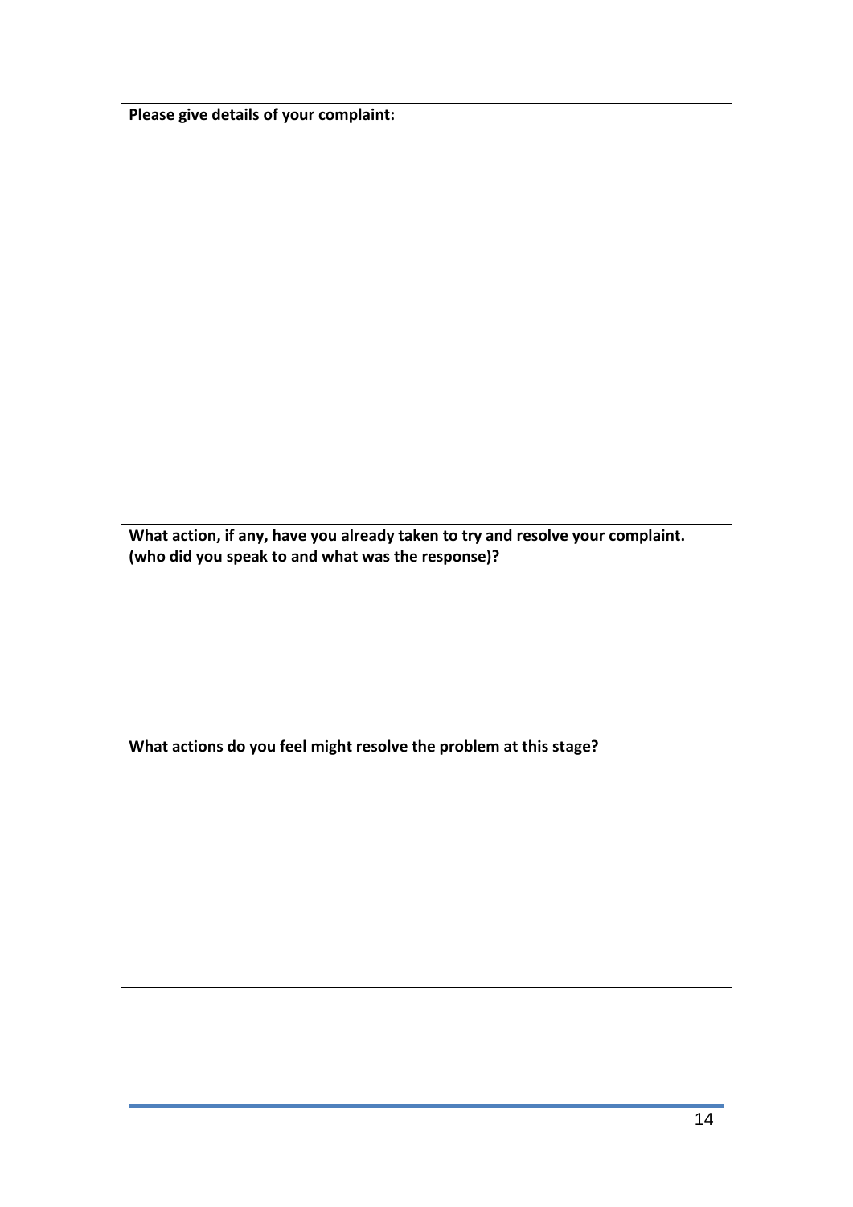**Please give details of your complaint:**

**What action, if any, have you already taken to try and resolve your complaint. (who did you speak to and what was the response)?**

**What actions do you feel might resolve the problem at this stage?**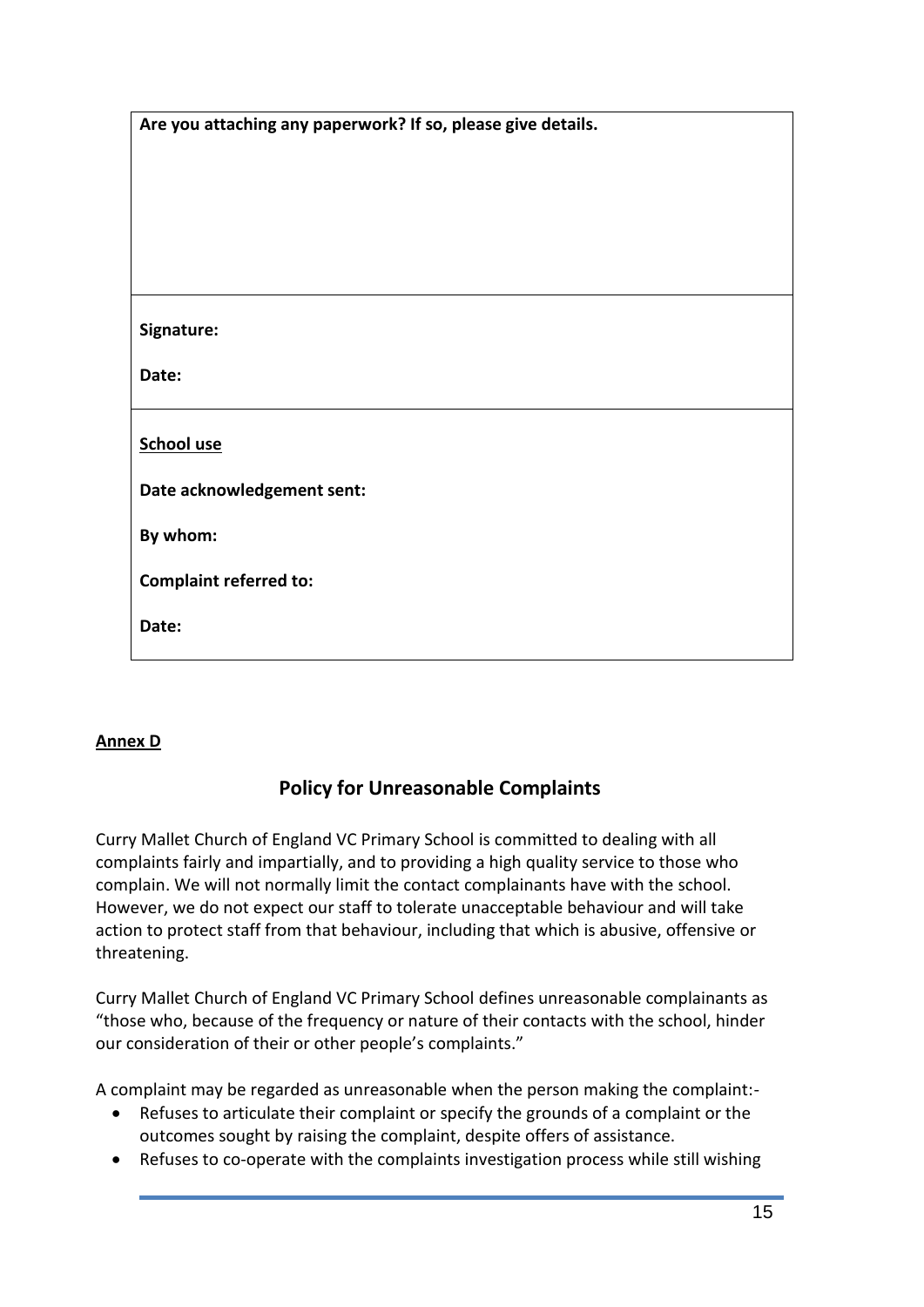| **Are you attaching any paperwork? If so, please give details.** |
|---|
| **Signature:**<br><br>**Date:** |
| **<u>School use</u>**<br><br>**Date acknowledgement sent:**<br><br>**By whom:**<br><br>**Complaint referred to:**<br><br>**Date:** |

**<u>Annex D</u>**

## Policy for Unreasonable Complaints

Curry Mallet Church of England VC Primary School is committed to dealing with all complaints fairly and impartially, and to providing a high quality service to those who complain. We will not normally limit the contact complainants have with the school. However, we do not expect our staff to tolerate unacceptable behaviour and will take action to protect staff from that behaviour, including that which is abusive, offensive or threatening.

Curry Mallet Church of England VC Primary School defines unreasonable complainants as "those who, because of the frequency or nature of their contacts with the school, hinder our consideration of their or other people's complaints."

A complaint may be regarded as unreasonable when the person making the complaint:-

- Refuses to articulate their complaint or specify the grounds of a complaint or the outcomes sought by raising the complaint, despite offers of assistance.
- Refuses to co-operate with the complaints investigation process while still wishing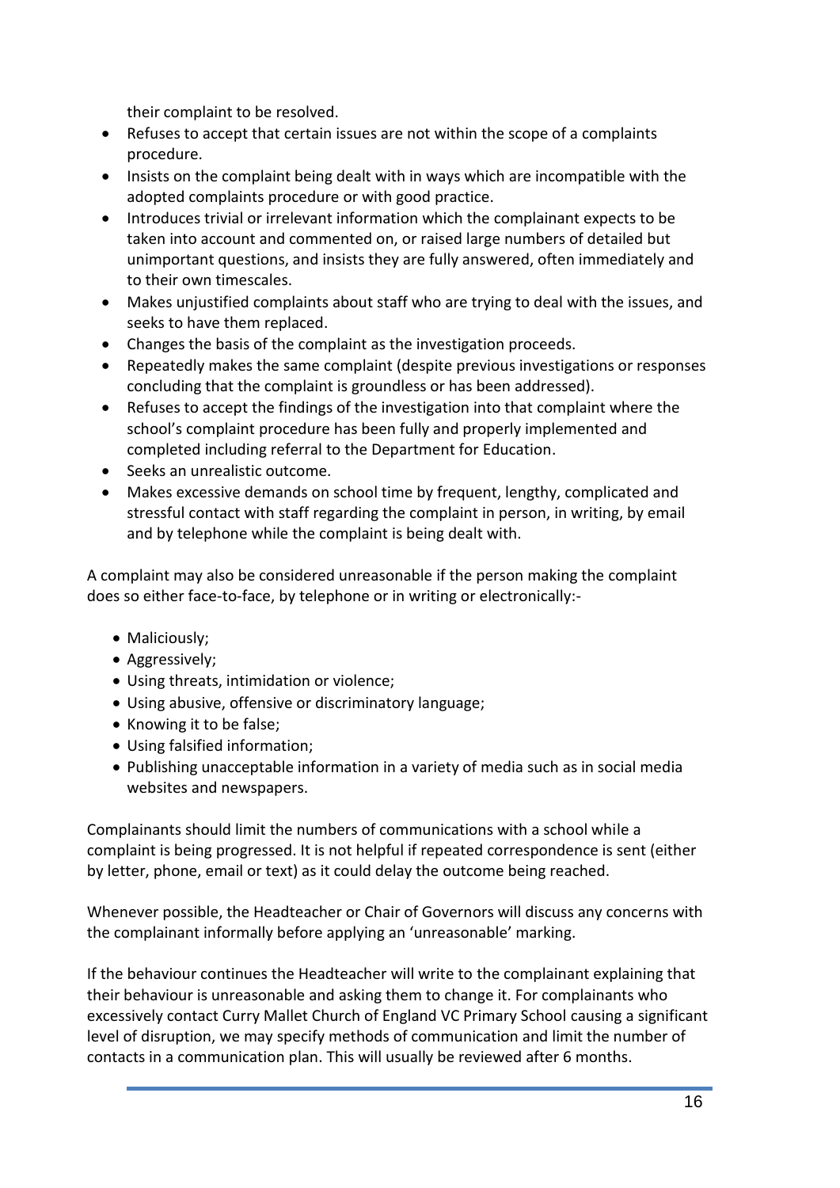their complaint to be resolved.

- Refuses to accept that certain issues are not within the scope of a complaints procedure.
- Insists on the complaint being dealt with in ways which are incompatible with the adopted complaints procedure or with good practice.
- Introduces trivial or irrelevant information which the complainant expects to be taken into account and commented on, or raised large numbers of detailed but unimportant questions, and insists they are fully answered, often immediately and to their own timescales.
- Makes unjustified complaints about staff who are trying to deal with the issues, and seeks to have them replaced.
- Changes the basis of the complaint as the investigation proceeds.
- Repeatedly makes the same complaint (despite previous investigations or responses concluding that the complaint is groundless or has been addressed).
- Refuses to accept the findings of the investigation into that complaint where the school's complaint procedure has been fully and properly implemented and completed including referral to the Department for Education.
- Seeks an unrealistic outcome.
- Makes excessive demands on school time by frequent, lengthy, complicated and stressful contact with staff regarding the complaint in person, in writing, by email and by telephone while the complaint is being dealt with.

A complaint may also be considered unreasonable if the person making the complaint does so either face-to-face, by telephone or in writing or electronically:-

- Maliciously;
- Aggressively;
- Using threats, intimidation or violence;
- Using abusive, offensive or discriminatory language;
- Knowing it to be false;
- Using falsified information;
- Publishing unacceptable information in a variety of media such as in social media websites and newspapers.

Complainants should limit the numbers of communications with a school while a complaint is being progressed. It is not helpful if repeated correspondence is sent (either by letter, phone, email or text) as it could delay the outcome being reached.

Whenever possible, the Headteacher or Chair of Governors will discuss any concerns with the complainant informally before applying an 'unreasonable' marking.

If the behaviour continues the Headteacher will write to the complainant explaining that their behaviour is unreasonable and asking them to change it. For complainants who excessively contact Curry Mallet Church of England VC Primary School causing a significant level of disruption, we may specify methods of communication and limit the number of contacts in a communication plan. This will usually be reviewed after 6 months.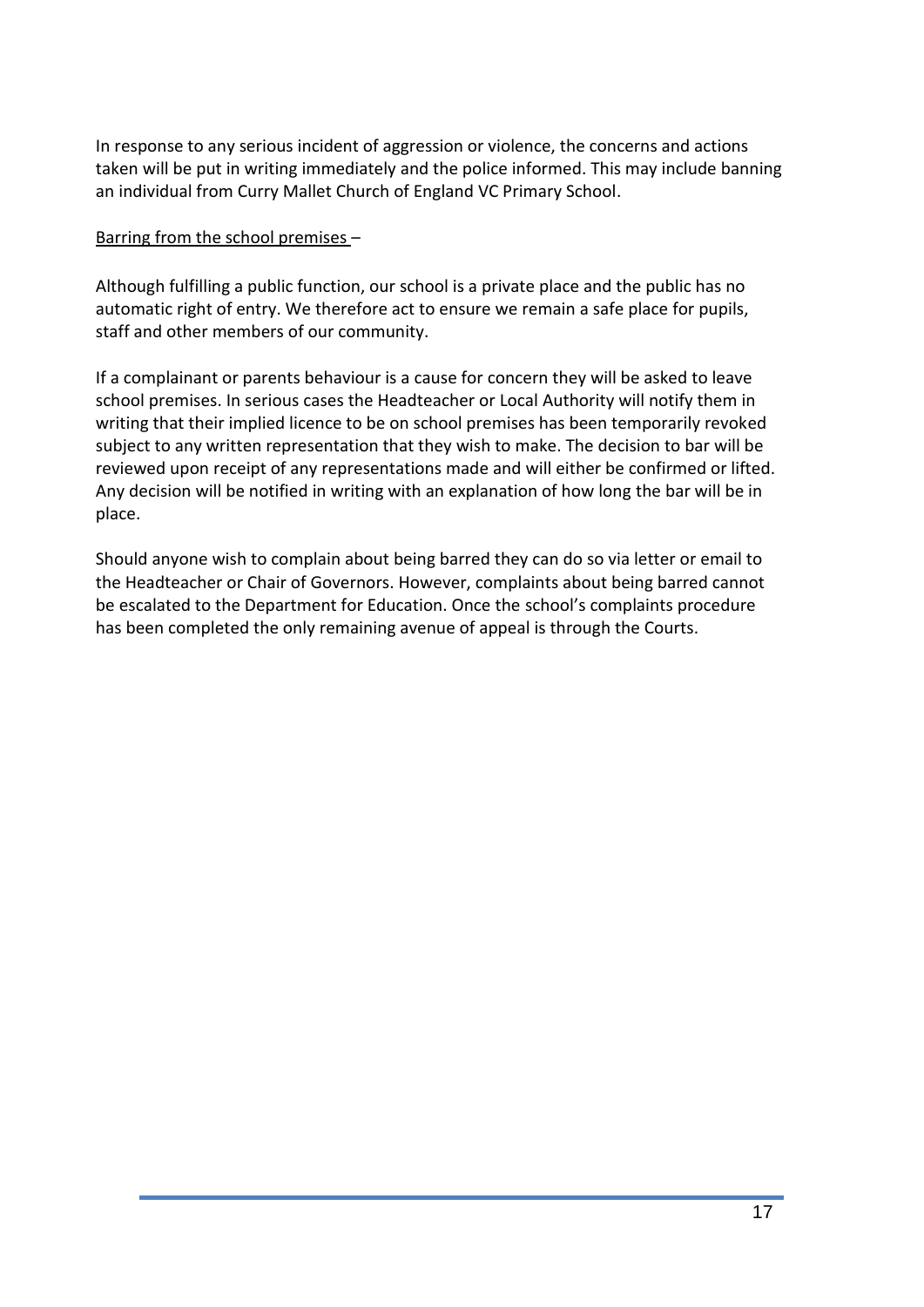In response to any serious incident of aggression or violence, the concerns and actions taken will be put in writing immediately and the police informed. This may include banning an individual from Curry Mallet Church of England VC Primary School.

<u>Barring from the school premises</u> –

Although fulfilling a public function, our school is a private place and the public has no automatic right of entry. We therefore act to ensure we remain a safe place for pupils, staff and other members of our community.

If a complainant or parents behaviour is a cause for concern they will be asked to leave school premises. In serious cases the Headteacher or Local Authority will notify them in writing that their implied licence to be on school premises has been temporarily revoked subject to any written representation that they wish to make. The decision to bar will be reviewed upon receipt of any representations made and will either be confirmed or lifted. Any decision will be notified in writing with an explanation of how long the bar will be in place.

Should anyone wish to complain about being barred they can do so via letter or email to the Headteacher or Chair of Governors. However, complaints about being barred cannot be escalated to the Department for Education. Once the school's complaints procedure has been completed the only remaining avenue of appeal is through the Courts.